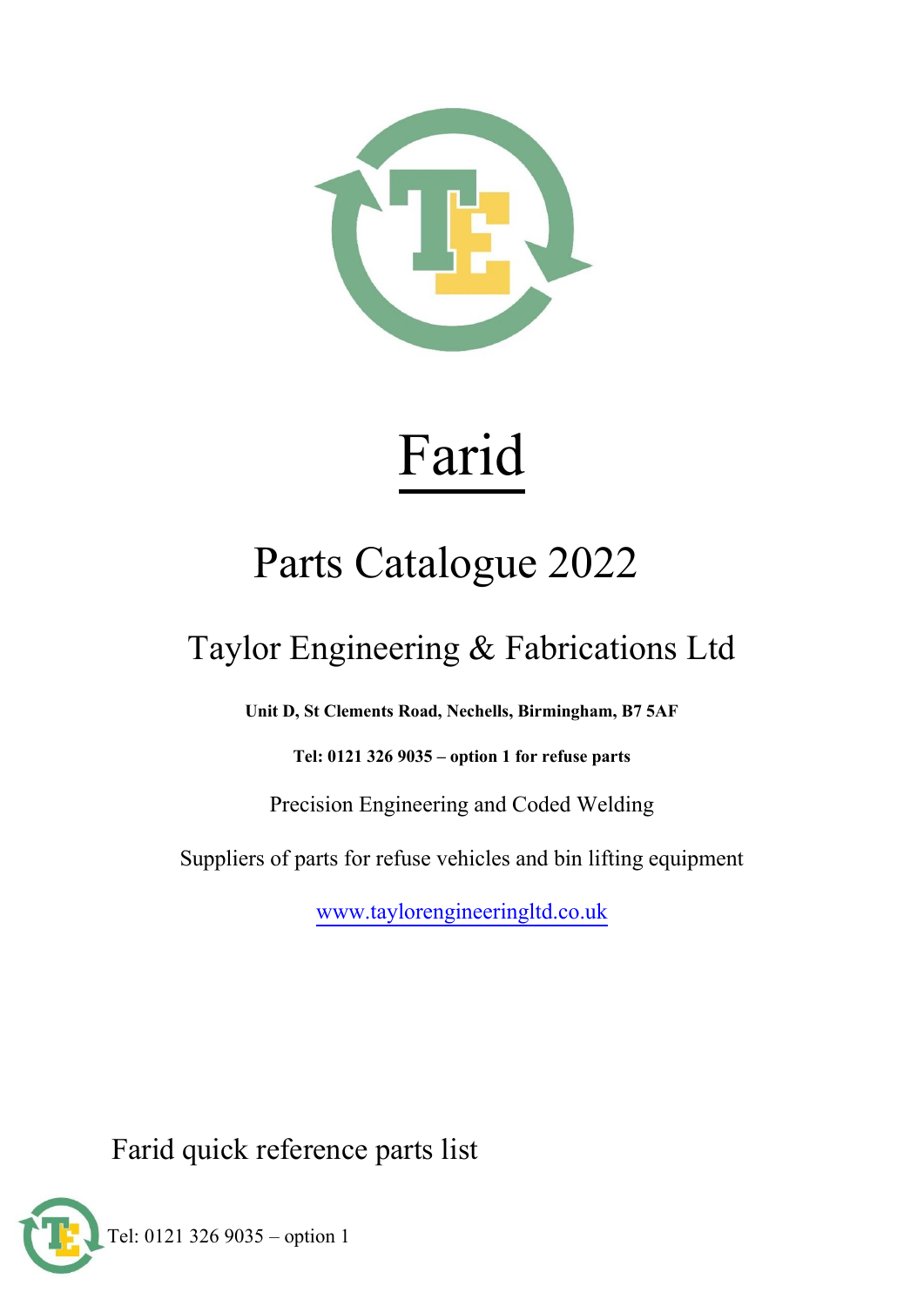# Farid

## Parts Catalogue 2022

### Taylor Engineering & Fabrications Ltd

**Unit D, St Clements Road, Nechells, Birmingham, B7 5AF**

**Tel: 0121 326 9035 – option 1 for refuse parts**

Precision Engineering and Coded Welding

Suppliers of parts for refuse vehicles and bin lifting equipment

www.taylorengineeringltd.co.uk

Farid quick reference parts list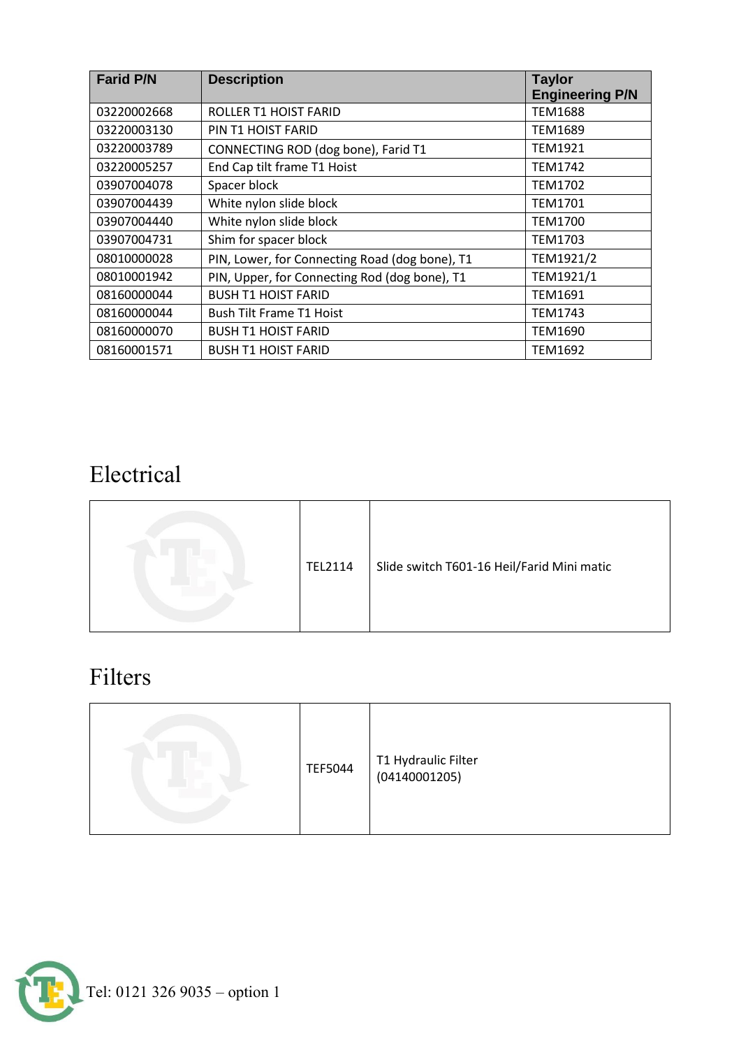| Farid P/N | Description | Taylor Engineering P/N |
|---|---|---|
| 03220002668 | ROLLER T1 HOIST FARID | TEM1688 |
| 03220003130 | PIN T1 HOIST FARID | TEM1689 |
| 03220003789 | CONNECTING ROD (dog bone), Farid T1 | TEM1921 |
| 03220005257 | End Cap tilt frame T1 Hoist | TEM1742 |
| 03907004078 | Spacer block | TEM1702 |
| 03907004439 | White nylon slide block | TEM1701 |
| 03907004440 | White nylon slide block | TEM1700 |
| 03907004731 | Shim for spacer block | TEM1703 |
| 08010000028 | PIN, Lower, for Connecting Road (dog bone), T1 | TEM1921/2 |
| 08010001942 | PIN, Upper, for Connecting Rod (dog bone), T1 | TEM1921/1 |
| 08160000044 | BUSH T1 HOIST FARID | TEM1691 |
| 08160000044 | Bush Tilt Frame T1 Hoist | TEM1743 |
| 08160000070 | BUSH T1 HOIST FARID | TEM1690 |
| 08160001571 | BUSH T1 HOIST FARID | TEM1692 |

# Electrical

| | | |
|---|---|---|
| | TEL2114 | Slide switch T601-16 Heil/Farid Mini matic |

# Filters

| | | |
|---|---|---|
| | TEF5044 | T1 Hydraulic Filter (04140001205) |

Tel: 0121 326 9035 – option 1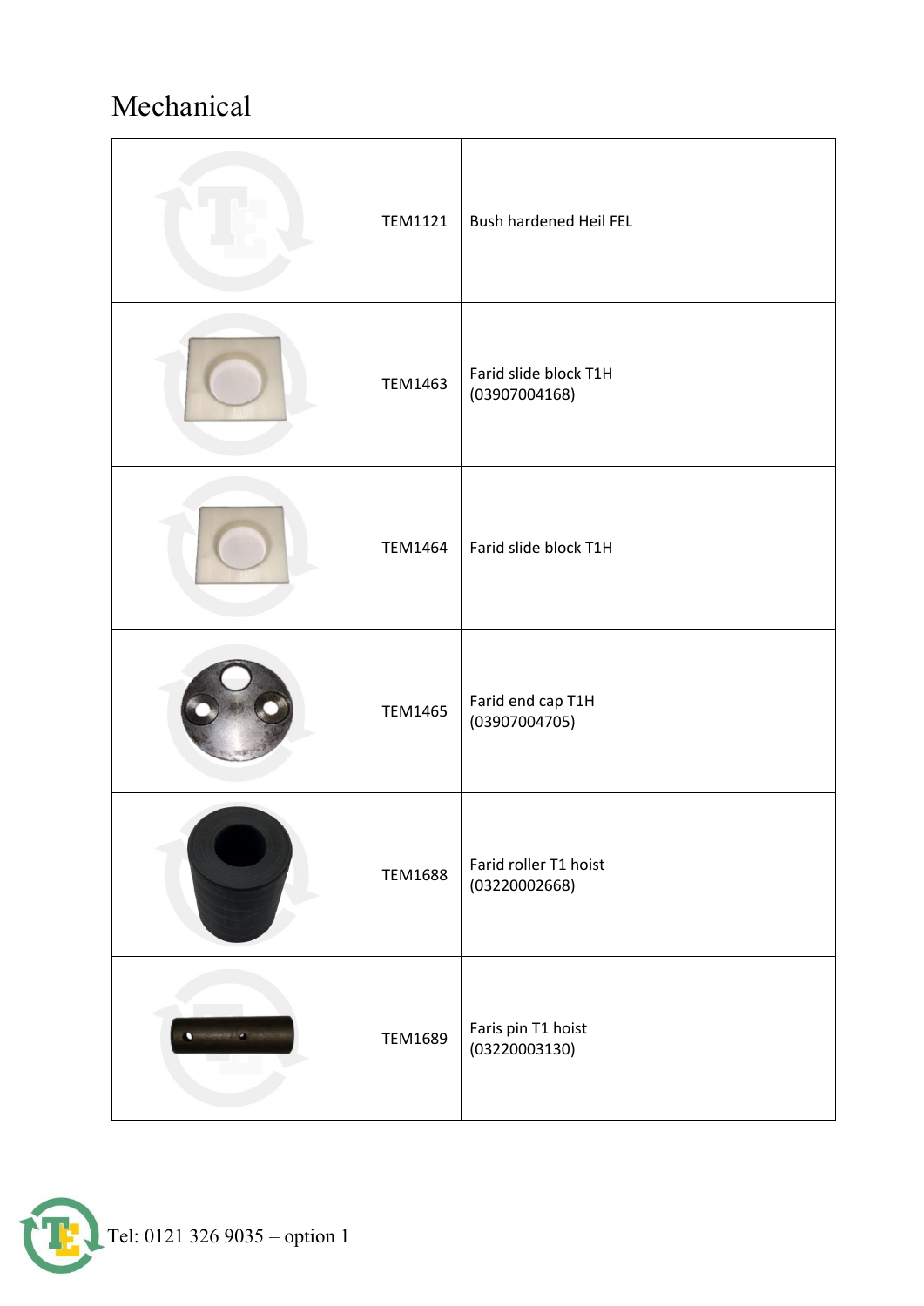# Mechanical

| | | |
|---|---|---|
| | TEM1121 | Bush hardened Heil FEL |
| | TEM1463 | Farid slide block T1H (03907004168) |
| | TEM1464 | Farid slide block T1H |
| | TEM1465 | Farid end cap T1H (03907004705) |
| | TEM1688 | Farid roller T1 hoist (03220002668) |
| | TEM1689 | Faris pin T1 hoist (03220003130) |

Tel: 0121 326 9035 – option 1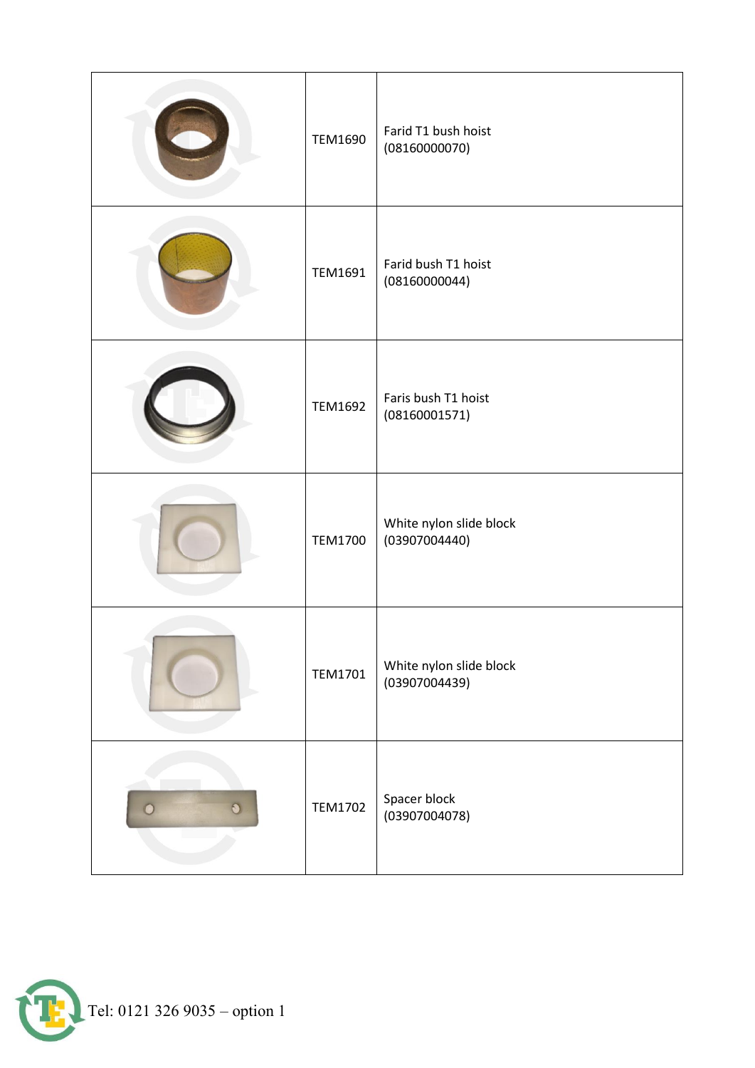|  |  |  |
|---|---|---|
|  | TEM1690 | Farid T1 bush hoist (08160000070) |
|  | TEM1691 | Farid bush T1 hoist (08160000044) |
|  | TEM1692 | Faris bush T1 hoist (08160001571) |
|  | TEM1700 | White nylon slide block (03907004440) |
|  | TEM1701 | White nylon slide block (03907004439) |
|  | TEM1702 | Spacer block (03907004078) |

Tel: 0121 326 9035 – option 1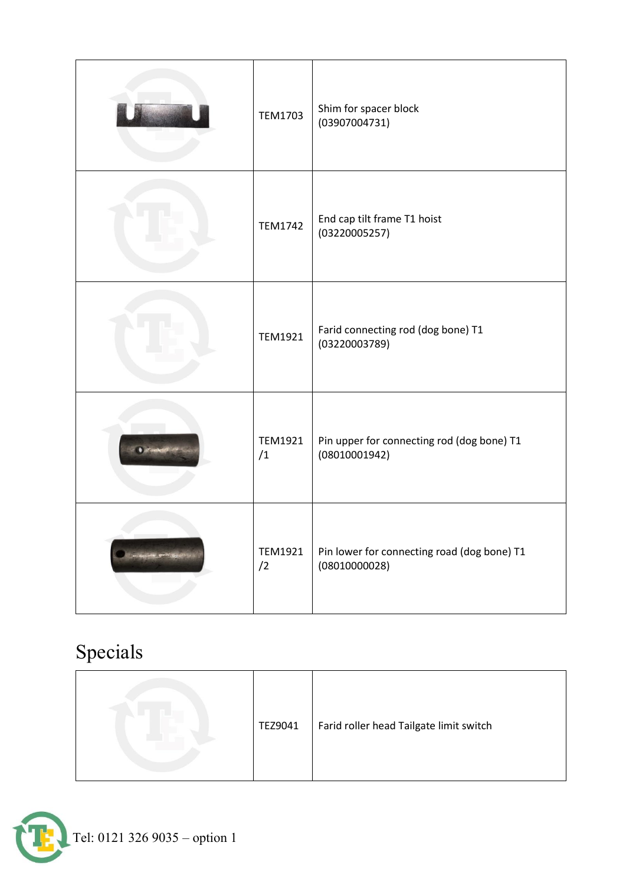| | | |
|---|---|---|
| | TEM1703 | Shim for spacer block (03907004731) |
| | TEM1742 | End cap tilt frame T1 hoist (03220005257) |
| | TEM1921 | Farid connecting rod (dog bone) T1 (03220003789) |
| | TEM1921 /1 | Pin upper for connecting rod (dog bone) T1 (08010001942) |
| | TEM1921 /2 | Pin lower for connecting road (dog bone) T1 (08010000028) |

# Specials

| | | |
|---|---|---|
| | TEZ9041 | Farid roller head Tailgate limit switch |

Tel: 0121 326 9035 – option 1